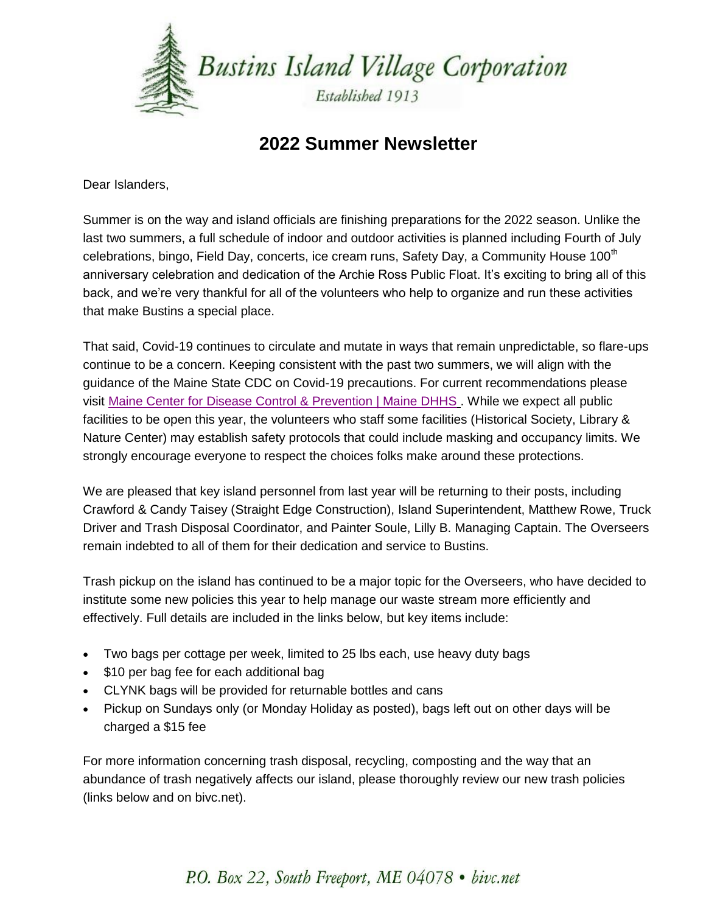# Bustins Island Village Corporation

*Established 1913*

## 2022 Summer Newsletter

Dear Islanders,

Summer is on the way and island officials are finishing preparations for the 2022 season. Unlike the last two summers, a full schedule of indoor and outdoor activities is planned including Fourth of July celebrations, bingo, Field Day, concerts, ice cream runs, Safety Day, a Community House 100th anniversary celebration and dedication of the Archie Ross Public Float. It's exciting to bring all of this back, and we're very thankful for all of the volunteers who help to organize and run these activities that make Bustins a special place.

That said, Covid-19 continues to circulate and mutate in ways that remain unpredictable, so flare-ups continue to be a concern. Keeping consistent with the past two summers, we will align with the guidance of the Maine State CDC on Covid-19 precautions. For current recommendations please visit Maine Center for Disease Control & Prevention | Maine DHHS . While we expect all public facilities to be open this year, the volunteers who staff some facilities (Historical Society, Library & Nature Center) may establish safety protocols that could include masking and occupancy limits. We strongly encourage everyone to respect the choices folks make around these protections.

We are pleased that key island personnel from last year will be returning to their posts, including Crawford & Candy Taisey (Straight Edge Construction), Island Superintendent, Matthew Rowe, Truck Driver and Trash Disposal Coordinator, and Painter Soule, Lilly B. Managing Captain. The Overseers remain indebted to all of them for their dedication and service to Bustins.

Trash pickup on the island has continued to be a major topic for the Overseers, who have decided to institute some new policies this year to help manage our waste stream more efficiently and effectively. Full details are included in the links below, but key items include:

- Two bags per cottage per week, limited to 25 lbs each, use heavy duty bags
- $10 per bag fee for each additional bag
- CLYNK bags will be provided for returnable bottles and cans
- Pickup on Sundays only (or Monday Holiday as posted), bags left out on other days will be charged a $15 fee

For more information concerning trash disposal, recycling, composting and the way that an abundance of trash negatively affects our island, please thoroughly review our new trash policies (links below and on bivc.net).

*P.O. Box 22, South Freeport, ME 04078 • bivc.net*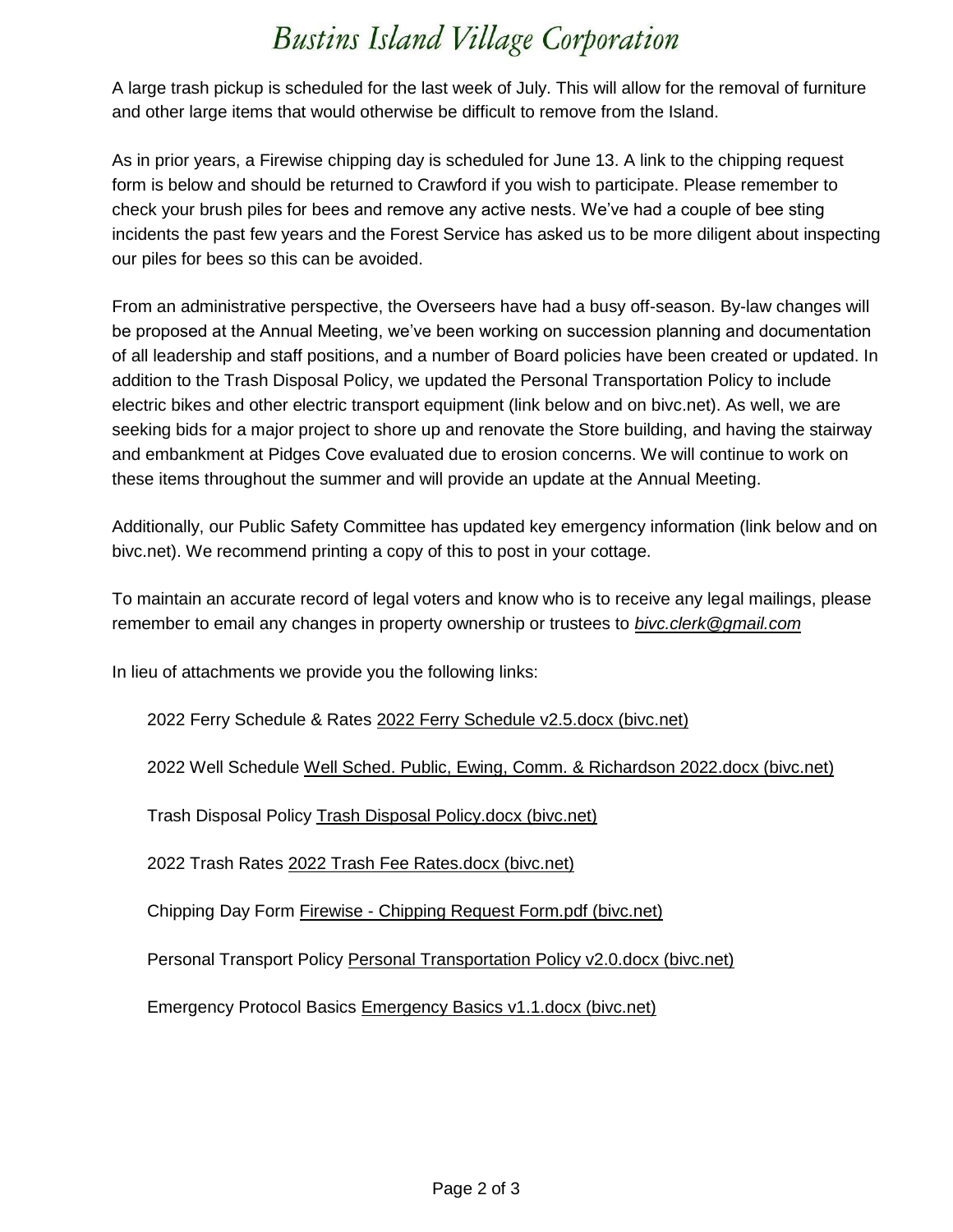A large trash pickup is scheduled for the last week of July. This will allow for the removal of furniture and other large items that would otherwise be difficult to remove from the Island.

As in prior years, a Firewise chipping day is scheduled for June 13. A link to the chipping request form is below and should be returned to Crawford if you wish to participate. Please remember to check your brush piles for bees and remove any active nests. We've had a couple of bee sting incidents the past few years and the Forest Service has asked us to be more diligent about inspecting our piles for bees so this can be avoided.

From an administrative perspective, the Overseers have had a busy off-season. By-law changes will be proposed at the Annual Meeting, we've been working on succession planning and documentation of all leadership and staff positions, and a number of Board policies have been created or updated. In addition to the Trash Disposal Policy, we updated the Personal Transportation Policy to include electric bikes and other electric transport equipment (link below and on bivc.net). As well, we are seeking bids for a major project to shore up and renovate the Store building, and having the stairway and embankment at Pidges Cove evaluated due to erosion concerns. We will continue to work on these items throughout the summer and will provide an update at the Annual Meeting.

Additionally, our Public Safety Committee has updated key emergency information (link below and on bivc.net). We recommend printing a copy of this to post in your cottage.

To maintain an accurate record of legal voters and know who is to receive any legal mailings, please remember to email any changes in property ownership or trustees to *bivc.clerk@gmail.com*

In lieu of attachments we provide you the following links:

2022 Ferry Schedule & Rates 2022 Ferry Schedule v2.5.docx (bivc.net)

2022 Well Schedule Well Sched. Public, Ewing, Comm. & Richardson 2022.docx (bivc.net)

Trash Disposal Policy Trash Disposal Policy.docx (bivc.net)

2022 Trash Rates 2022 Trash Fee Rates.docx (bivc.net)

Chipping Day Form Firewise - Chipping Request Form.pdf (bivc.net)

Personal Transport Policy Personal Transportation Policy v2.0.docx (bivc.net)

Emergency Protocol Basics Emergency Basics v1.1.docx (bivc.net)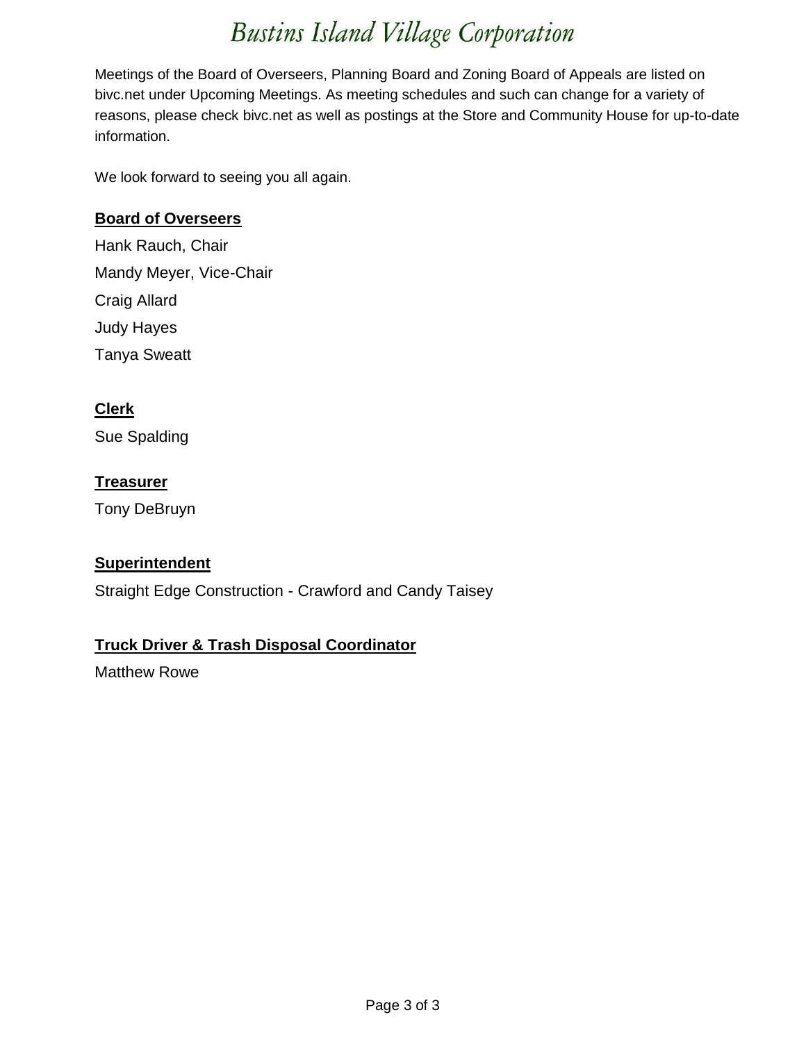# Bustins Island Village Corporation

Meetings of the Board of Overseers, Planning Board and Zoning Board of Appeals are listed on bivc.net under Upcoming Meetings. As meeting schedules and such can change for a variety of reasons, please check bivc.net as well as postings at the Store and Community House for up-to-date information.

We look forward to seeing you all again.

**Board of Overseers**

Hank Rauch, Chair

Mandy Meyer, Vice-Chair

Craig Allard

Judy Hayes

Tanya Sweatt

**Clerk**

Sue Spalding

**Treasurer**

Tony DeBruyn

**Superintendent**

Straight Edge Construction - Crawford and Candy Taisey

**Truck Driver & Trash Disposal Coordinator**

Matthew Rowe